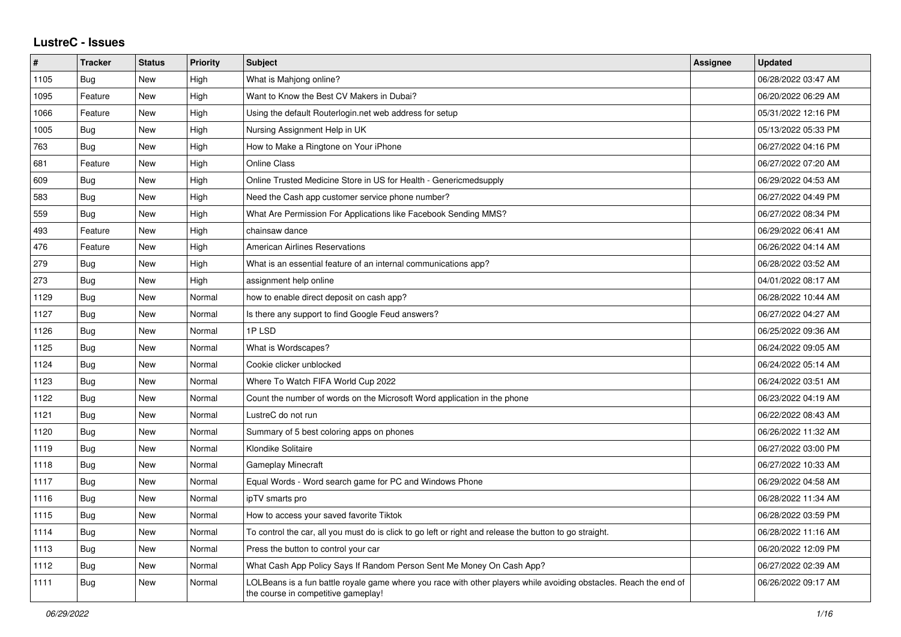# LustreC - Issues

| # | Tracker | Status | Priority | Subject | Assignee | Updated |
|---|---|---|---|---|---|---|
| 1105 | Bug | New | High | What is Mahjong online? | | 06/28/2022 03:47 AM |
| 1095 | Feature | New | High | Want to Know the Best CV Makers in Dubai? | | 06/20/2022 06:29 AM |
| 1066 | Feature | New | High | Using the default Routerlogin.net web address for setup | | 05/31/2022 12:16 PM |
| 1005 | Bug | New | High | Nursing Assignment Help in UK | | 05/13/2022 05:33 PM |
| 763 | Bug | New | High | How to Make a Ringtone on Your iPhone | | 06/27/2022 04:16 PM |
| 681 | Feature | New | High | Online Class | | 06/27/2022 07:20 AM |
| 609 | Bug | New | High | Online Trusted Medicine Store in US for Health - Genericmedsupply | | 06/29/2022 04:53 AM |
| 583 | Bug | New | High | Need the Cash app customer service phone number? | | 06/27/2022 04:49 PM |
| 559 | Bug | New | High | What Are Permission For Applications like Facebook Sending MMS? | | 06/27/2022 08:34 PM |
| 493 | Feature | New | High | chainsaw dance | | 06/29/2022 06:41 AM |
| 476 | Feature | New | High | American Airlines Reservations | | 06/26/2022 04:14 AM |
| 279 | Bug | New | High | What is an essential feature of an internal communications app? | | 06/28/2022 03:52 AM |
| 273 | Bug | New | High | assignment help online | | 04/01/2022 08:17 AM |
| 1129 | Bug | New | Normal | how to enable direct deposit on cash app? | | 06/28/2022 10:44 AM |
| 1127 | Bug | New | Normal | Is there any support to find Google Feud answers? | | 06/27/2022 04:27 AM |
| 1126 | Bug | New | Normal | 1P LSD | | 06/25/2022 09:36 AM |
| 1125 | Bug | New | Normal | What is Wordscapes? | | 06/24/2022 09:05 AM |
| 1124 | Bug | New | Normal | Cookie clicker unblocked | | 06/24/2022 05:14 AM |
| 1123 | Bug | New | Normal | Where To Watch FIFA World Cup 2022 | | 06/24/2022 03:51 AM |
| 1122 | Bug | New | Normal | Count the number of words on the Microsoft Word application in the phone | | 06/23/2022 04:19 AM |
| 1121 | Bug | New | Normal | LustreC do not run | | 06/22/2022 08:43 AM |
| 1120 | Bug | New | Normal | Summary of 5 best coloring apps on phones | | 06/26/2022 11:32 AM |
| 1119 | Bug | New | Normal | Klondike Solitaire | | 06/27/2022 03:00 PM |
| 1118 | Bug | New | Normal | Gameplay Minecraft | | 06/27/2022 10:33 AM |
| 1117 | Bug | New | Normal | Equal Words - Word search game for PC and Windows Phone | | 06/29/2022 04:58 AM |
| 1116 | Bug | New | Normal | ipTV smarts pro | | 06/28/2022 11:34 AM |
| 1115 | Bug | New | Normal | How to access your saved favorite Tiktok | | 06/28/2022 03:59 PM |
| 1114 | Bug | New | Normal | To control the car, all you must do is click to go left or right and release the button to go straight. | | 06/28/2022 11:16 AM |
| 1113 | Bug | New | Normal | Press the button to control your car | | 06/20/2022 12:09 PM |
| 1112 | Bug | New | Normal | What Cash App Policy Says If Random Person Sent Me Money On Cash App? | | 06/27/2022 02:39 AM |
| 1111 | Bug | New | Normal | LOLBeans is a fun battle royale game where you race with other players while avoiding obstacles. Reach the end of the course in competitive gameplay! | | 06/26/2022 09:17 AM |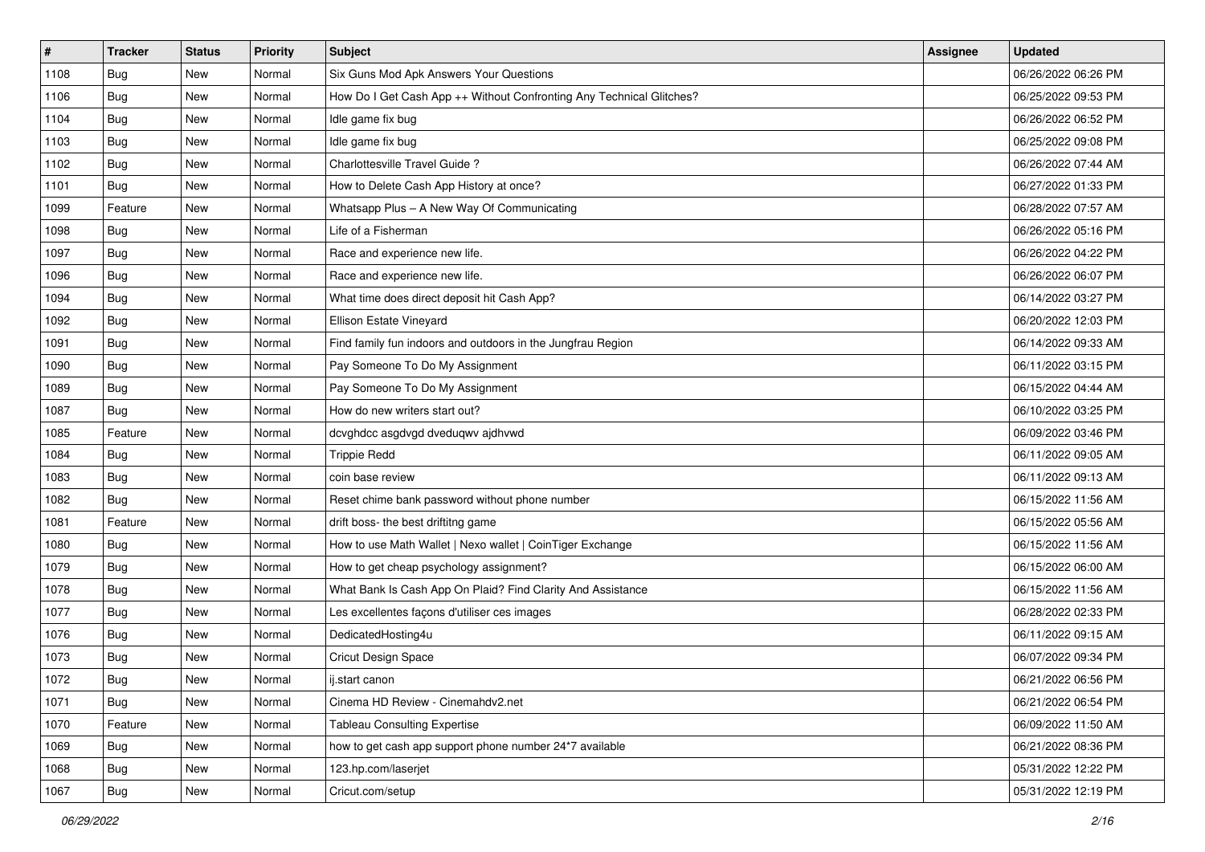| # | Tracker | Status | Priority | Subject | Assignee | Updated |
|---|---|---|---|---|---|---|
| 1108 | Bug | New | Normal | Six Guns Mod Apk Answers Your Questions | | 06/26/2022 06:26 PM |
| 1106 | Bug | New | Normal | How Do I Get Cash App ++ Without Confronting Any Technical Glitches? | | 06/25/2022 09:53 PM |
| 1104 | Bug | New | Normal | Idle game fix bug | | 06/26/2022 06:52 PM |
| 1103 | Bug | New | Normal | Idle game fix bug | | 06/25/2022 09:08 PM |
| 1102 | Bug | New | Normal | Charlottesville Travel Guide ? | | 06/26/2022 07:44 AM |
| 1101 | Bug | New | Normal | How to Delete Cash App History at once? | | 06/27/2022 01:33 PM |
| 1099 | Feature | New | Normal | Whatsapp Plus – A New Way Of Communicating | | 06/28/2022 07:57 AM |
| 1098 | Bug | New | Normal | Life of a Fisherman | | 06/26/2022 05:16 PM |
| 1097 | Bug | New | Normal | Race and experience new life. | | 06/26/2022 04:22 PM |
| 1096 | Bug | New | Normal | Race and experience new life. | | 06/26/2022 06:07 PM |
| 1094 | Bug | New | Normal | What time does direct deposit hit Cash App? | | 06/14/2022 03:27 PM |
| 1092 | Bug | New | Normal | Ellison Estate Vineyard | | 06/20/2022 12:03 PM |
| 1091 | Bug | New | Normal | Find family fun indoors and outdoors in the Jungfrau Region | | 06/14/2022 09:33 AM |
| 1090 | Bug | New | Normal | Pay Someone To Do My Assignment | | 06/11/2022 03:15 PM |
| 1089 | Bug | New | Normal | Pay Someone To Do My Assignment | | 06/15/2022 04:44 AM |
| 1087 | Bug | New | Normal | How do new writers start out? | | 06/10/2022 03:25 PM |
| 1085 | Feature | New | Normal | dcvghdcc asgdvgd dveduqwv ajdhvwd | | 06/09/2022 03:46 PM |
| 1084 | Bug | New | Normal | Trippie Redd | | 06/11/2022 09:05 AM |
| 1083 | Bug | New | Normal | coin base review | | 06/11/2022 09:13 AM |
| 1082 | Bug | New | Normal | Reset chime bank password without phone number | | 06/15/2022 11:56 AM |
| 1081 | Feature | New | Normal | drift boss- the best driftitng game | | 06/15/2022 05:56 AM |
| 1080 | Bug | New | Normal | How to use Math Wallet \| Nexo wallet \| CoinTiger Exchange | | 06/15/2022 11:56 AM |
| 1079 | Bug | New | Normal | How to get cheap psychology assignment? | | 06/15/2022 06:00 AM |
| 1078 | Bug | New | Normal | What Bank Is Cash App On Plaid? Find Clarity And Assistance | | 06/15/2022 11:56 AM |
| 1077 | Bug | New | Normal | Les excellentes façons d'utiliser ces images | | 06/28/2022 02:33 PM |
| 1076 | Bug | New | Normal | DedicatedHosting4u | | 06/11/2022 09:15 AM |
| 1073 | Bug | New | Normal | Cricut Design Space | | 06/07/2022 09:34 PM |
| 1072 | Bug | New | Normal | ij.start canon | | 06/21/2022 06:56 PM |
| 1071 | Bug | New | Normal | Cinema HD Review - Cinemahdv2.net | | 06/21/2022 06:54 PM |
| 1070 | Feature | New | Normal | Tableau Consulting Expertise | | 06/09/2022 11:50 AM |
| 1069 | Bug | New | Normal | how to get cash app support phone number 24*7 available | | 06/21/2022 08:36 PM |
| 1068 | Bug | New | Normal | 123.hp.com/laserjet | | 05/31/2022 12:22 PM |
| 1067 | Bug | New | Normal | Cricut.com/setup | | 05/31/2022 12:19 PM |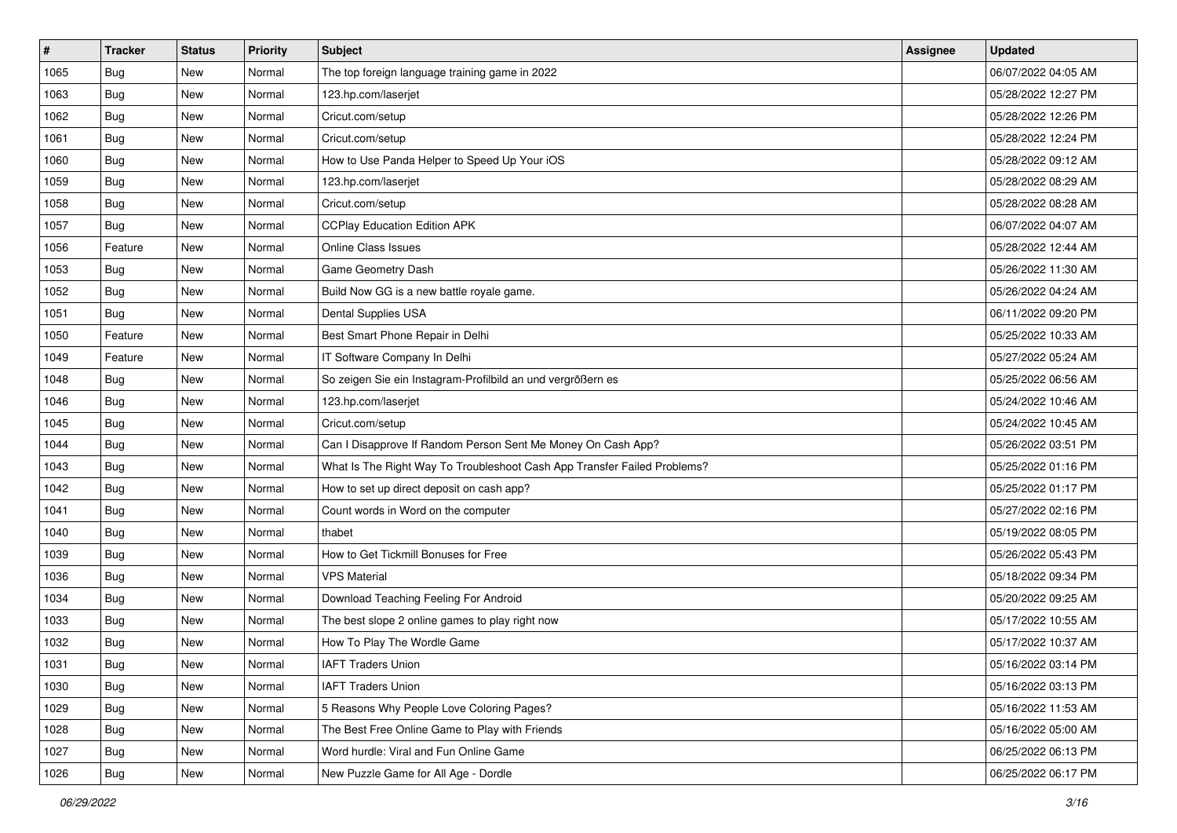| # | Tracker | Status | Priority | Subject | Assignee | Updated |
| --- | --- | --- | --- | --- | --- | --- |
| 1065 | Bug | New | Normal | The top foreign language training game in 2022 | | 06/07/2022 04:05 AM |
| 1063 | Bug | New | Normal | 123.hp.com/laserjet | | 05/28/2022 12:27 PM |
| 1062 | Bug | New | Normal | Cricut.com/setup | | 05/28/2022 12:26 PM |
| 1061 | Bug | New | Normal | Cricut.com/setup | | 05/28/2022 12:24 PM |
| 1060 | Bug | New | Normal | How to Use Panda Helper to Speed Up Your iOS | | 05/28/2022 09:12 AM |
| 1059 | Bug | New | Normal | 123.hp.com/laserjet | | 05/28/2022 08:29 AM |
| 1058 | Bug | New | Normal | Cricut.com/setup | | 05/28/2022 08:28 AM |
| 1057 | Bug | New | Normal | CCPlay Education Edition APK | | 06/07/2022 04:07 AM |
| 1056 | Feature | New | Normal | Online Class Issues | | 05/28/2022 12:44 AM |
| 1053 | Bug | New | Normal | Game Geometry Dash | | 05/26/2022 11:30 AM |
| 1052 | Bug | New | Normal | Build Now GG is a new battle royale game. | | 05/26/2022 04:24 AM |
| 1051 | Bug | New | Normal | Dental Supplies USA | | 06/11/2022 09:20 PM |
| 1050 | Feature | New | Normal | Best Smart Phone Repair in Delhi | | 05/25/2022 10:33 AM |
| 1049 | Feature | New | Normal | IT Software Company In Delhi | | 05/27/2022 05:24 AM |
| 1048 | Bug | New | Normal | So zeigen Sie ein Instagram-Profilbild an und vergrößern es | | 05/25/2022 06:56 AM |
| 1046 | Bug | New | Normal | 123.hp.com/laserjet | | 05/24/2022 10:46 AM |
| 1045 | Bug | New | Normal | Cricut.com/setup | | 05/24/2022 10:45 AM |
| 1044 | Bug | New | Normal | Can I Disapprove If Random Person Sent Me Money On Cash App? | | 05/26/2022 03:51 PM |
| 1043 | Bug | New | Normal | What Is The Right Way To Troubleshoot Cash App Transfer Failed Problems? | | 05/25/2022 01:16 PM |
| 1042 | Bug | New | Normal | How to set up direct deposit on cash app? | | 05/25/2022 01:17 PM |
| 1041 | Bug | New | Normal | Count words in Word on the computer | | 05/27/2022 02:16 PM |
| 1040 | Bug | New | Normal | thabet | | 05/19/2022 08:05 PM |
| 1039 | Bug | New | Normal | How to Get Tickmill Bonuses for Free | | 05/26/2022 05:43 PM |
| 1036 | Bug | New | Normal | VPS Material | | 05/18/2022 09:34 PM |
| 1034 | Bug | New | Normal | Download Teaching Feeling For Android | | 05/20/2022 09:25 AM |
| 1033 | Bug | New | Normal | The best slope 2 online games to play right now | | 05/17/2022 10:55 AM |
| 1032 | Bug | New | Normal | How To Play The Wordle Game | | 05/17/2022 10:37 AM |
| 1031 | Bug | New | Normal | IAFT Traders Union | | 05/16/2022 03:14 PM |
| 1030 | Bug | New | Normal | IAFT Traders Union | | 05/16/2022 03:13 PM |
| 1029 | Bug | New | Normal | 5 Reasons Why People Love Coloring Pages? | | 05/16/2022 11:53 AM |
| 1028 | Bug | New | Normal | The Best Free Online Game to Play with Friends | | 05/16/2022 05:00 AM |
| 1027 | Bug | New | Normal | Word hurdle: Viral and Fun Online Game | | 06/25/2022 06:13 PM |
| 1026 | Bug | New | Normal | New Puzzle Game for All Age - Dordle | | 06/25/2022 06:17 PM |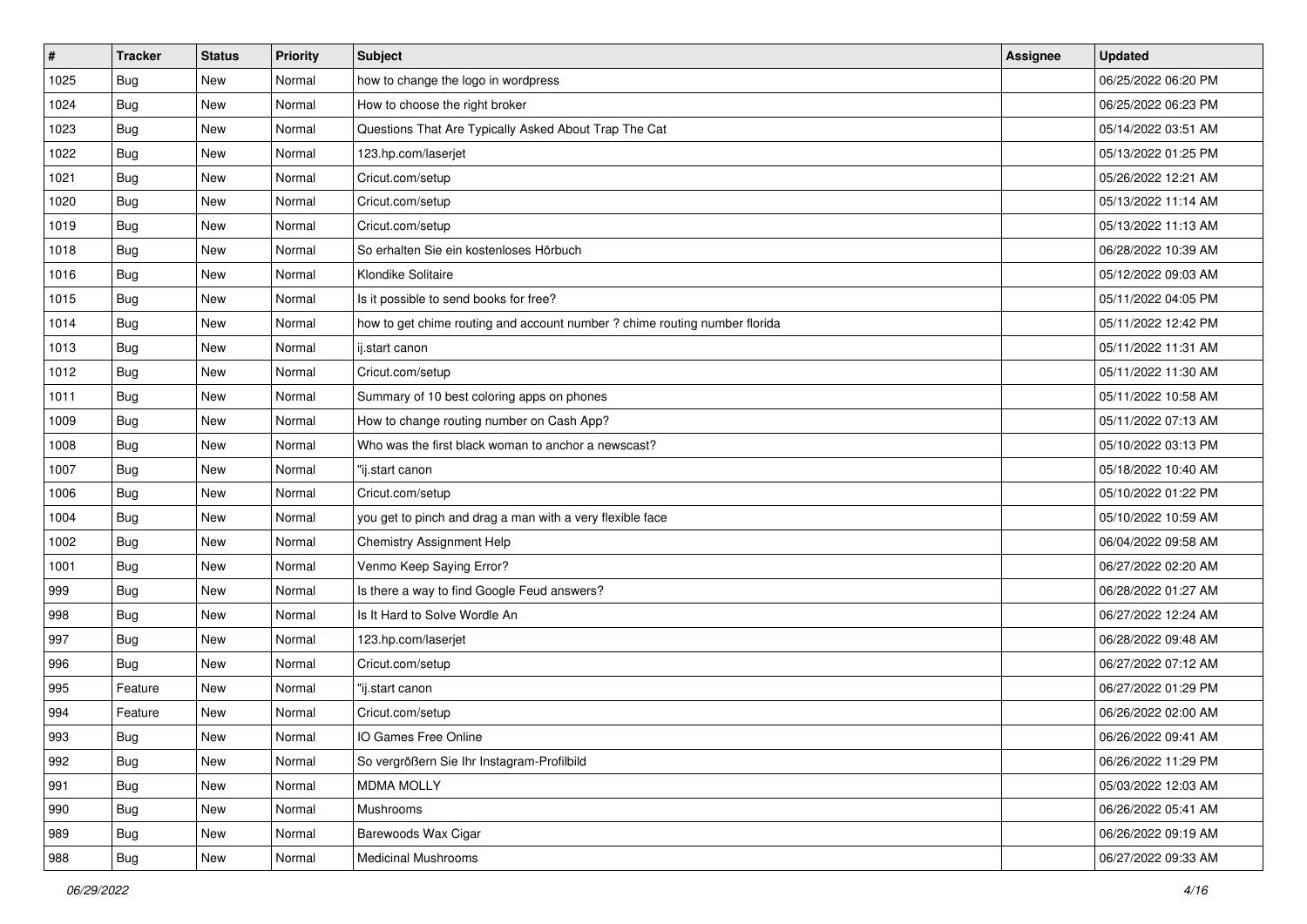| # | Tracker | Status | Priority | Subject | Assignee | Updated |
| --- | --- | --- | --- | --- | --- | --- |
| 1025 | Bug | New | Normal | how to change the logo in wordpress | | 06/25/2022 06:20 PM |
| 1024 | Bug | New | Normal | How to choose the right broker | | 06/25/2022 06:23 PM |
| 1023 | Bug | New | Normal | Questions That Are Typically Asked About Trap The Cat | | 05/14/2022 03:51 AM |
| 1022 | Bug | New | Normal | 123.hp.com/laserjet | | 05/13/2022 01:25 PM |
| 1021 | Bug | New | Normal | Cricut.com/setup | | 05/26/2022 12:21 AM |
| 1020 | Bug | New | Normal | Cricut.com/setup | | 05/13/2022 11:14 AM |
| 1019 | Bug | New | Normal | Cricut.com/setup | | 05/13/2022 11:13 AM |
| 1018 | Bug | New | Normal | So erhalten Sie ein kostenloses Hörbuch | | 06/28/2022 10:39 AM |
| 1016 | Bug | New | Normal | Klondike Solitaire | | 05/12/2022 09:03 AM |
| 1015 | Bug | New | Normal | Is it possible to send books for free? | | 05/11/2022 04:05 PM |
| 1014 | Bug | New | Normal | how to get chime routing and account number ? chime routing number florida | | 05/11/2022 12:42 PM |
| 1013 | Bug | New | Normal | ij.start canon | | 05/11/2022 11:31 AM |
| 1012 | Bug | New | Normal | Cricut.com/setup | | 05/11/2022 11:30 AM |
| 1011 | Bug | New | Normal | Summary of 10 best coloring apps on phones | | 05/11/2022 10:58 AM |
| 1009 | Bug | New | Normal | How to change routing number on Cash App? | | 05/11/2022 07:13 AM |
| 1008 | Bug | New | Normal | Who was the first black woman to anchor a newscast? | | 05/10/2022 03:13 PM |
| 1007 | Bug | New | Normal | "ij.start canon | | 05/18/2022 10:40 AM |
| 1006 | Bug | New | Normal | Cricut.com/setup | | 05/10/2022 01:22 PM |
| 1004 | Bug | New | Normal | you get to pinch and drag a man with a very flexible face | | 05/10/2022 10:59 AM |
| 1002 | Bug | New | Normal | Chemistry Assignment Help | | 06/04/2022 09:58 AM |
| 1001 | Bug | New | Normal | Venmo Keep Saying Error? | | 06/27/2022 02:20 AM |
| 999 | Bug | New | Normal | Is there a way to find Google Feud answers? | | 06/28/2022 01:27 AM |
| 998 | Bug | New | Normal | Is It Hard to Solve Wordle An | | 06/27/2022 12:24 AM |
| 997 | Bug | New | Normal | 123.hp.com/laserjet | | 06/28/2022 09:48 AM |
| 996 | Bug | New | Normal | Cricut.com/setup | | 06/27/2022 07:12 AM |
| 995 | Feature | New | Normal | "ij.start canon | | 06/27/2022 01:29 PM |
| 994 | Feature | New | Normal | Cricut.com/setup | | 06/26/2022 02:00 AM |
| 993 | Bug | New | Normal | IO Games Free Online | | 06/26/2022 09:41 AM |
| 992 | Bug | New | Normal | So vergrößern Sie Ihr Instagram-Profilbild | | 06/26/2022 11:29 PM |
| 991 | Bug | New | Normal | MDMA MOLLY | | 05/03/2022 12:03 AM |
| 990 | Bug | New | Normal | Mushrooms | | 06/26/2022 05:41 AM |
| 989 | Bug | New | Normal | Barewoods Wax Cigar | | 06/26/2022 09:19 AM |
| 988 | Bug | New | Normal | Medicinal Mushrooms | | 06/27/2022 09:33 AM |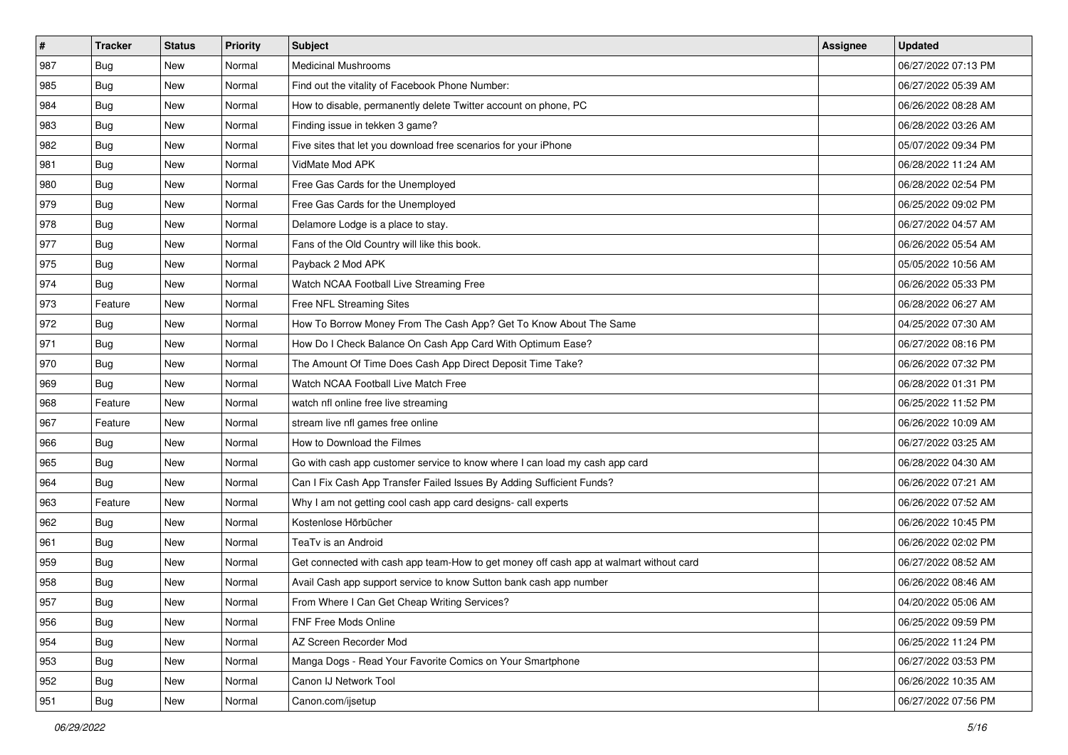| # | Tracker | Status | Priority | Subject | Assignee | Updated |
| --- | --- | --- | --- | --- | --- | --- |
| 987 | Bug | New | Normal | Medicinal Mushrooms | | 06/27/2022 07:13 PM |
| 985 | Bug | New | Normal | Find out the vitality of Facebook Phone Number: | | 06/27/2022 05:39 AM |
| 984 | Bug | New | Normal | How to disable, permanently delete Twitter account on phone, PC | | 06/26/2022 08:28 AM |
| 983 | Bug | New | Normal | Finding issue in tekken 3 game? | | 06/28/2022 03:26 AM |
| 982 | Bug | New | Normal | Five sites that let you download free scenarios for your iPhone | | 05/07/2022 09:34 PM |
| 981 | Bug | New | Normal | VidMate Mod APK | | 06/28/2022 11:24 AM |
| 980 | Bug | New | Normal | Free Gas Cards for the Unemployed | | 06/28/2022 02:54 PM |
| 979 | Bug | New | Normal | Free Gas Cards for the Unemployed | | 06/25/2022 09:02 PM |
| 978 | Bug | New | Normal | Delamore Lodge is a place to stay. | | 06/27/2022 04:57 AM |
| 977 | Bug | New | Normal | Fans of the Old Country will like this book. | | 06/26/2022 05:54 AM |
| 975 | Bug | New | Normal | Payback 2 Mod APK | | 05/05/2022 10:56 AM |
| 974 | Bug | New | Normal | Watch NCAA Football Live Streaming Free | | 06/26/2022 05:33 PM |
| 973 | Feature | New | Normal | Free NFL Streaming Sites | | 06/28/2022 06:27 AM |
| 972 | Bug | New | Normal | How To Borrow Money From The Cash App? Get To Know About The Same | | 04/25/2022 07:30 AM |
| 971 | Bug | New | Normal | How Do I Check Balance On Cash App Card With Optimum Ease? | | 06/27/2022 08:16 PM |
| 970 | Bug | New | Normal | The Amount Of Time Does Cash App Direct Deposit Time Take? | | 06/26/2022 07:32 PM |
| 969 | Bug | New | Normal | Watch NCAA Football Live Match Free | | 06/28/2022 01:31 PM |
| 968 | Feature | New | Normal | watch nfl online free live streaming | | 06/25/2022 11:52 PM |
| 967 | Feature | New | Normal | stream live nfl games free online | | 06/26/2022 10:09 AM |
| 966 | Bug | New | Normal | How to Download the Filmes | | 06/27/2022 03:25 AM |
| 965 | Bug | New | Normal | Go with cash app customer service to know where I can load my cash app card | | 06/28/2022 04:30 AM |
| 964 | Bug | New | Normal | Can I Fix Cash App Transfer Failed Issues By Adding Sufficient Funds? | | 06/26/2022 07:21 AM |
| 963 | Feature | New | Normal | Why I am not getting cool cash app card designs- call experts | | 06/26/2022 07:52 AM |
| 962 | Bug | New | Normal | Kostenlose Hörbücher | | 06/26/2022 10:45 PM |
| 961 | Bug | New | Normal | TeaTv is an Android | | 06/26/2022 02:02 PM |
| 959 | Bug | New | Normal | Get connected with cash app team-How to get money off cash app at walmart without card | | 06/27/2022 08:52 AM |
| 958 | Bug | New | Normal | Avail Cash app support service to know Sutton bank cash app number | | 06/26/2022 08:46 AM |
| 957 | Bug | New | Normal | From Where I Can Get Cheap Writing Services? | | 04/20/2022 05:06 AM |
| 956 | Bug | New | Normal | FNF Free Mods Online | | 06/25/2022 09:59 PM |
| 954 | Bug | New | Normal | AZ Screen Recorder Mod | | 06/25/2022 11:24 PM |
| 953 | Bug | New | Normal | Manga Dogs - Read Your Favorite Comics on Your Smartphone | | 06/27/2022 03:53 PM |
| 952 | Bug | New | Normal | Canon IJ Network Tool | | 06/26/2022 10:35 AM |
| 951 | Bug | New | Normal | Canon.com/ijsetup | | 06/27/2022 07:56 PM |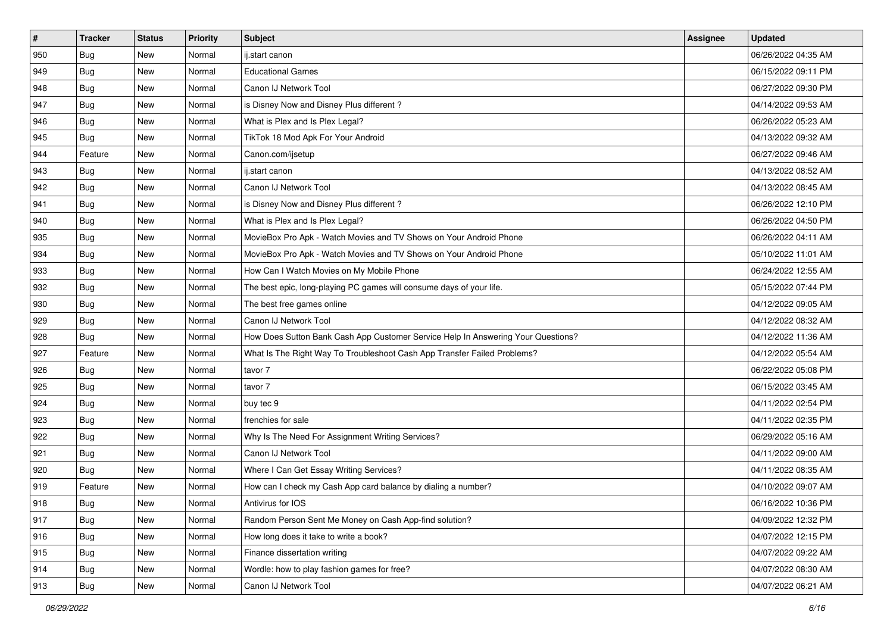| # | Tracker | Status | Priority | Subject | Assignee | Updated |
| --- | --- | --- | --- | --- | --- | --- |
| 950 | Bug | New | Normal | ij.start canon | | 06/26/2022 04:35 AM |
| 949 | Bug | New | Normal | Educational Games | | 06/15/2022 09:11 PM |
| 948 | Bug | New | Normal | Canon IJ Network Tool | | 06/27/2022 09:30 PM |
| 947 | Bug | New | Normal | is Disney Now and Disney Plus different ? | | 04/14/2022 09:53 AM |
| 946 | Bug | New | Normal | What is Plex and Is Plex Legal? | | 06/26/2022 05:23 AM |
| 945 | Bug | New | Normal | TikTok 18 Mod Apk For Your Android | | 04/13/2022 09:32 AM |
| 944 | Feature | New | Normal | Canon.com/ijsetup | | 06/27/2022 09:46 AM |
| 943 | Bug | New | Normal | ij.start canon | | 04/13/2022 08:52 AM |
| 942 | Bug | New | Normal | Canon IJ Network Tool | | 04/13/2022 08:45 AM |
| 941 | Bug | New | Normal | is Disney Now and Disney Plus different ? | | 06/26/2022 12:10 PM |
| 940 | Bug | New | Normal | What is Plex and Is Plex Legal? | | 06/26/2022 04:50 PM |
| 935 | Bug | New | Normal | MovieBox Pro Apk - Watch Movies and TV Shows on Your Android Phone | | 06/26/2022 04:11 AM |
| 934 | Bug | New | Normal | MovieBox Pro Apk - Watch Movies and TV Shows on Your Android Phone | | 05/10/2022 11:01 AM |
| 933 | Bug | New | Normal | How Can I Watch Movies on My Mobile Phone | | 06/24/2022 12:55 AM |
| 932 | Bug | New | Normal | The best epic, long-playing PC games will consume days of your life. | | 05/15/2022 07:44 PM |
| 930 | Bug | New | Normal | The best free games online | | 04/12/2022 09:05 AM |
| 929 | Bug | New | Normal | Canon IJ Network Tool | | 04/12/2022 08:32 AM |
| 928 | Bug | New | Normal | How Does Sutton Bank Cash App Customer Service Help In Answering Your Questions? | | 04/12/2022 11:36 AM |
| 927 | Feature | New | Normal | What Is The Right Way To Troubleshoot Cash App Transfer Failed Problems? | | 04/12/2022 05:54 AM |
| 926 | Bug | New | Normal | tavor 7 | | 06/22/2022 05:08 PM |
| 925 | Bug | New | Normal | tavor 7 | | 06/15/2022 03:45 AM |
| 924 | Bug | New | Normal | buy tec 9 | | 04/11/2022 02:54 PM |
| 923 | Bug | New | Normal | frenchies for sale | | 04/11/2022 02:35 PM |
| 922 | Bug | New | Normal | Why Is The Need For Assignment Writing Services? | | 06/29/2022 05:16 AM |
| 921 | Bug | New | Normal | Canon IJ Network Tool | | 04/11/2022 09:00 AM |
| 920 | Bug | New | Normal | Where I Can Get Essay Writing Services? | | 04/11/2022 08:35 AM |
| 919 | Feature | New | Normal | How can I check my Cash App card balance by dialing a number? | | 04/10/2022 09:07 AM |
| 918 | Bug | New | Normal | Antivirus for IOS | | 06/16/2022 10:36 PM |
| 917 | Bug | New | Normal | Random Person Sent Me Money on Cash App-find solution? | | 04/09/2022 12:32 PM |
| 916 | Bug | New | Normal | How long does it take to write a book? | | 04/07/2022 12:15 PM |
| 915 | Bug | New | Normal | Finance dissertation writing | | 04/07/2022 09:22 AM |
| 914 | Bug | New | Normal | Wordle: how to play fashion games for free? | | 04/07/2022 08:30 AM |
| 913 | Bug | New | Normal | Canon IJ Network Tool | | 04/07/2022 06:21 AM |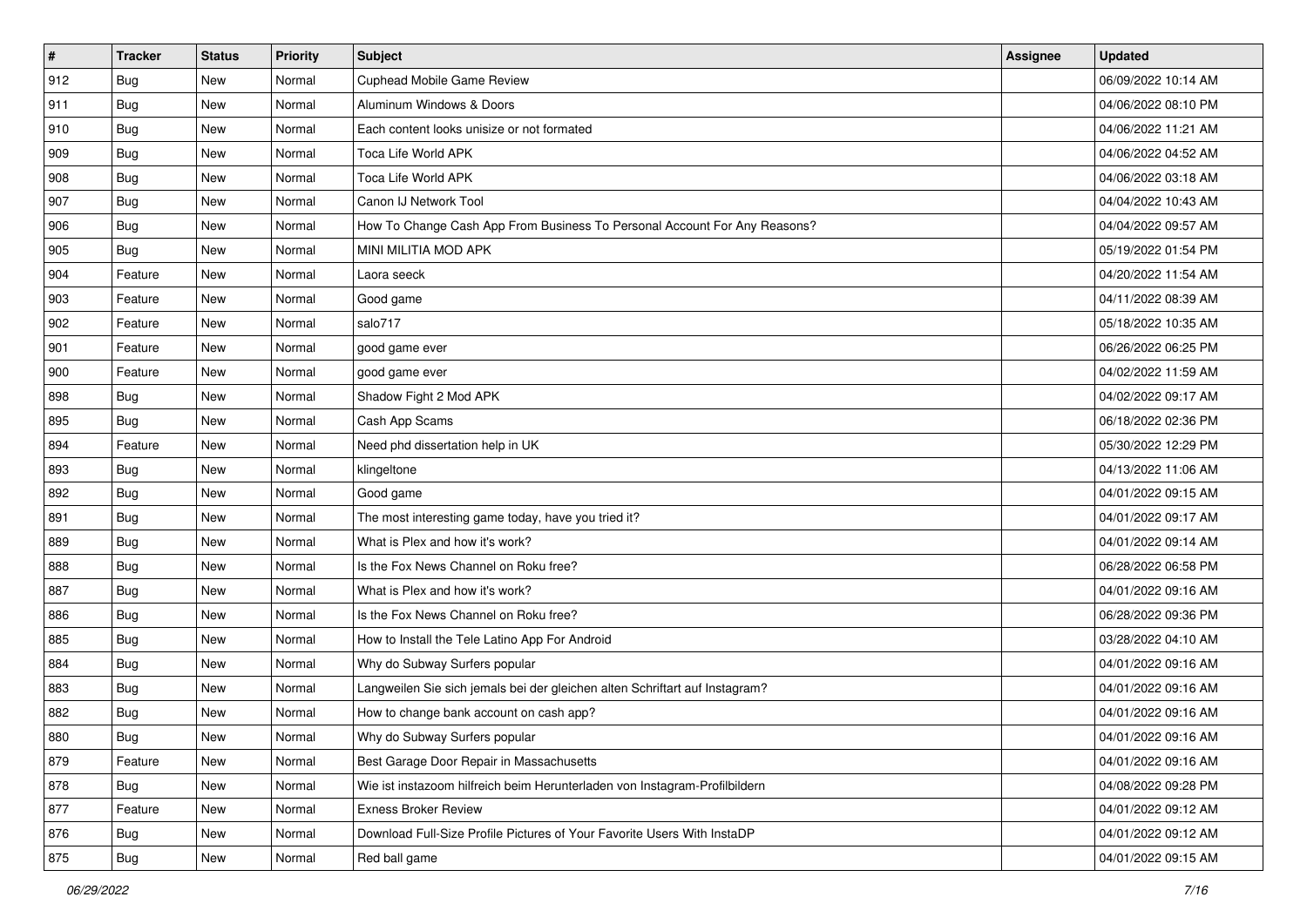| # | Tracker | Status | Priority | Subject | Assignee | Updated |
|---|---|---|---|---|---|---|
| 912 | Bug | New | Normal | Cuphead Mobile Game Review | | 06/09/2022 10:14 AM |
| 911 | Bug | New | Normal | Aluminum Windows & Doors | | 04/06/2022 08:10 PM |
| 910 | Bug | New | Normal | Each content looks unisize or not formated | | 04/06/2022 11:21 AM |
| 909 | Bug | New | Normal | Toca Life World APK | | 04/06/2022 04:52 AM |
| 908 | Bug | New | Normal | Toca Life World APK | | 04/06/2022 03:18 AM |
| 907 | Bug | New | Normal | Canon IJ Network Tool | | 04/04/2022 10:43 AM |
| 906 | Bug | New | Normal | How To Change Cash App From Business To Personal Account For Any Reasons? | | 04/04/2022 09:57 AM |
| 905 | Bug | New | Normal | MINI MILITIA MOD APK | | 05/19/2022 01:54 PM |
| 904 | Feature | New | Normal | Laora seeck | | 04/20/2022 11:54 AM |
| 903 | Feature | New | Normal | Good game | | 04/11/2022 08:39 AM |
| 902 | Feature | New | Normal | salo717 | | 05/18/2022 10:35 AM |
| 901 | Feature | New | Normal | good game ever | | 06/26/2022 06:25 PM |
| 900 | Feature | New | Normal | good game ever | | 04/02/2022 11:59 AM |
| 898 | Bug | New | Normal | Shadow Fight 2 Mod APK | | 04/02/2022 09:17 AM |
| 895 | Bug | New | Normal | Cash App Scams | | 06/18/2022 02:36 PM |
| 894 | Feature | New | Normal | Need phd dissertation help in UK | | 05/30/2022 12:29 PM |
| 893 | Bug | New | Normal | klingeltone | | 04/13/2022 11:06 AM |
| 892 | Bug | New | Normal | Good game | | 04/01/2022 09:15 AM |
| 891 | Bug | New | Normal | The most interesting game today, have you tried it? | | 04/01/2022 09:17 AM |
| 889 | Bug | New | Normal | What is Plex and how it's work? | | 04/01/2022 09:14 AM |
| 888 | Bug | New | Normal | Is the Fox News Channel on Roku free? | | 06/28/2022 06:58 PM |
| 887 | Bug | New | Normal | What is Plex and how it's work? | | 04/01/2022 09:16 AM |
| 886 | Bug | New | Normal | Is the Fox News Channel on Roku free? | | 06/28/2022 09:36 PM |
| 885 | Bug | New | Normal | How to Install the Tele Latino App For Android | | 03/28/2022 04:10 AM |
| 884 | Bug | New | Normal | Why do Subway Surfers popular | | 04/01/2022 09:16 AM |
| 883 | Bug | New | Normal | Langweilen Sie sich jemals bei der gleichen alten Schriftart auf Instagram? | | 04/01/2022 09:16 AM |
| 882 | Bug | New | Normal | How to change bank account on cash app? | | 04/01/2022 09:16 AM |
| 880 | Bug | New | Normal | Why do Subway Surfers popular | | 04/01/2022 09:16 AM |
| 879 | Feature | New | Normal | Best Garage Door Repair in Massachusetts | | 04/01/2022 09:16 AM |
| 878 | Bug | New | Normal | Wie ist instazoom hilfreich beim Herunterladen von Instagram-Profilbildern | | 04/08/2022 09:28 PM |
| 877 | Feature | New | Normal | Exness Broker Review | | 04/01/2022 09:12 AM |
| 876 | Bug | New | Normal | Download Full-Size Profile Pictures of Your Favorite Users With InstaDP | | 04/01/2022 09:12 AM |
| 875 | Bug | New | Normal | Red ball game | | 04/01/2022 09:15 AM |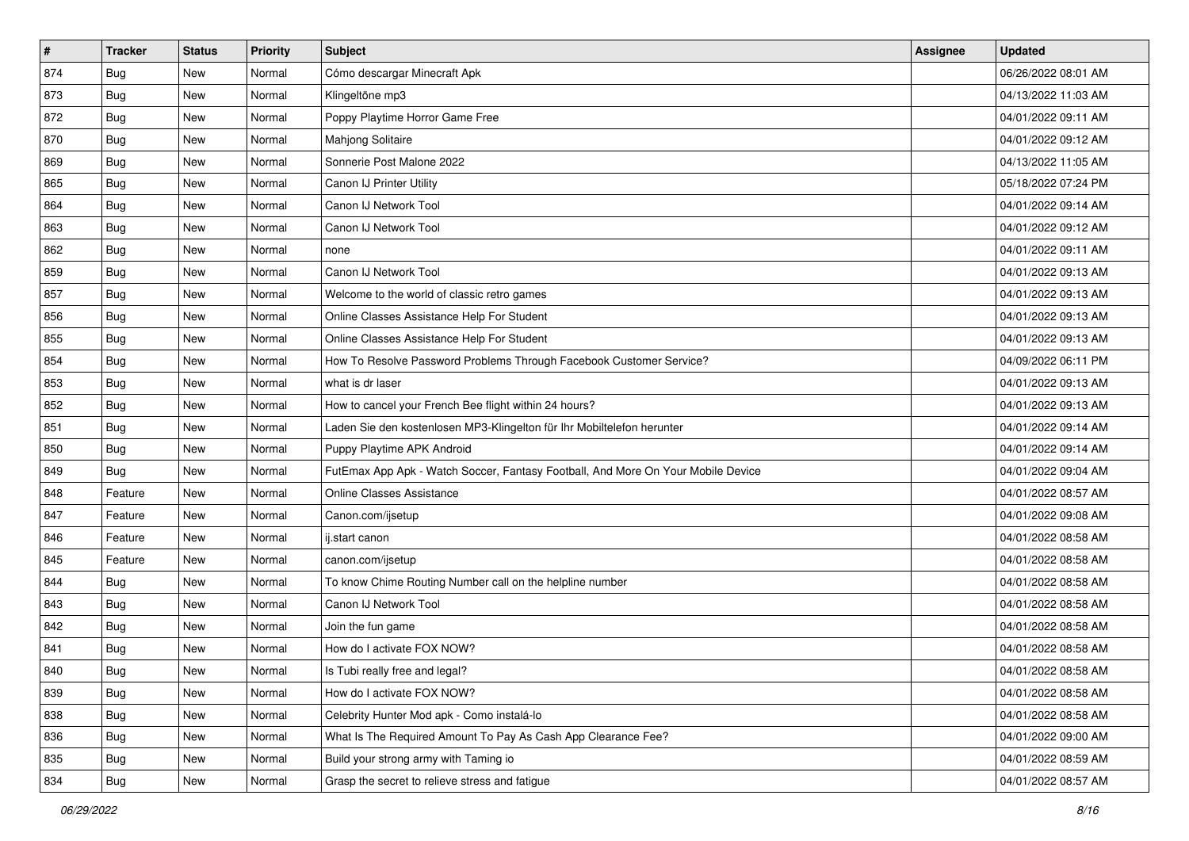| # | Tracker | Status | Priority | Subject | Assignee | Updated |
|---|---|---|---|---|---|---|
| 874 | Bug | New | Normal | Cómo descargar Minecraft Apk | | 06/26/2022 08:01 AM |
| 873 | Bug | New | Normal | Klingeltöne mp3 | | 04/13/2022 11:03 AM |
| 872 | Bug | New | Normal | Poppy Playtime Horror Game Free | | 04/01/2022 09:11 AM |
| 870 | Bug | New | Normal | Mahjong Solitaire | | 04/01/2022 09:12 AM |
| 869 | Bug | New | Normal | Sonnerie Post Malone 2022 | | 04/13/2022 11:05 AM |
| 865 | Bug | New | Normal | Canon IJ Printer Utility | | 05/18/2022 07:24 PM |
| 864 | Bug | New | Normal | Canon IJ Network Tool | | 04/01/2022 09:14 AM |
| 863 | Bug | New | Normal | Canon IJ Network Tool | | 04/01/2022 09:12 AM |
| 862 | Bug | New | Normal | none | | 04/01/2022 09:11 AM |
| 859 | Bug | New | Normal | Canon IJ Network Tool | | 04/01/2022 09:13 AM |
| 857 | Bug | New | Normal | Welcome to the world of classic retro games | | 04/01/2022 09:13 AM |
| 856 | Bug | New | Normal | Online Classes Assistance Help For Student | | 04/01/2022 09:13 AM |
| 855 | Bug | New | Normal | Online Classes Assistance Help For Student | | 04/01/2022 09:13 AM |
| 854 | Bug | New | Normal | How To Resolve Password Problems Through Facebook Customer Service? | | 04/09/2022 06:11 PM |
| 853 | Bug | New | Normal | what is dr laser | | 04/01/2022 09:13 AM |
| 852 | Bug | New | Normal | How to cancel your French Bee flight within 24 hours? | | 04/01/2022 09:13 AM |
| 851 | Bug | New | Normal | Laden Sie den kostenlosen MP3-Klingelton für Ihr Mobiltelefon herunter | | 04/01/2022 09:14 AM |
| 850 | Bug | New | Normal | Puppy Playtime APK Android | | 04/01/2022 09:14 AM |
| 849 | Bug | New | Normal | FutEmax App Apk - Watch Soccer, Fantasy Football, And More On Your Mobile Device | | 04/01/2022 09:04 AM |
| 848 | Feature | New | Normal | Online Classes Assistance | | 04/01/2022 08:57 AM |
| 847 | Feature | New | Normal | Canon.com/ijsetup | | 04/01/2022 09:08 AM |
| 846 | Feature | New | Normal | ij.start canon | | 04/01/2022 08:58 AM |
| 845 | Feature | New | Normal | canon.com/ijsetup | | 04/01/2022 08:58 AM |
| 844 | Bug | New | Normal | To know Chime Routing Number call on the helpline number | | 04/01/2022 08:58 AM |
| 843 | Bug | New | Normal | Canon IJ Network Tool | | 04/01/2022 08:58 AM |
| 842 | Bug | New | Normal | Join the fun game | | 04/01/2022 08:58 AM |
| 841 | Bug | New | Normal | How do I activate FOX NOW? | | 04/01/2022 08:58 AM |
| 840 | Bug | New | Normal | Is Tubi really free and legal? | | 04/01/2022 08:58 AM |
| 839 | Bug | New | Normal | How do I activate FOX NOW? | | 04/01/2022 08:58 AM |
| 838 | Bug | New | Normal | Celebrity Hunter Mod apk - Como instalá-lo | | 04/01/2022 08:58 AM |
| 836 | Bug | New | Normal | What Is The Required Amount To Pay As Cash App Clearance Fee? | | 04/01/2022 09:00 AM |
| 835 | Bug | New | Normal | Build your strong army with Taming io | | 04/01/2022 08:59 AM |
| 834 | Bug | New | Normal | Grasp the secret to relieve stress and fatigue | | 04/01/2022 08:57 AM |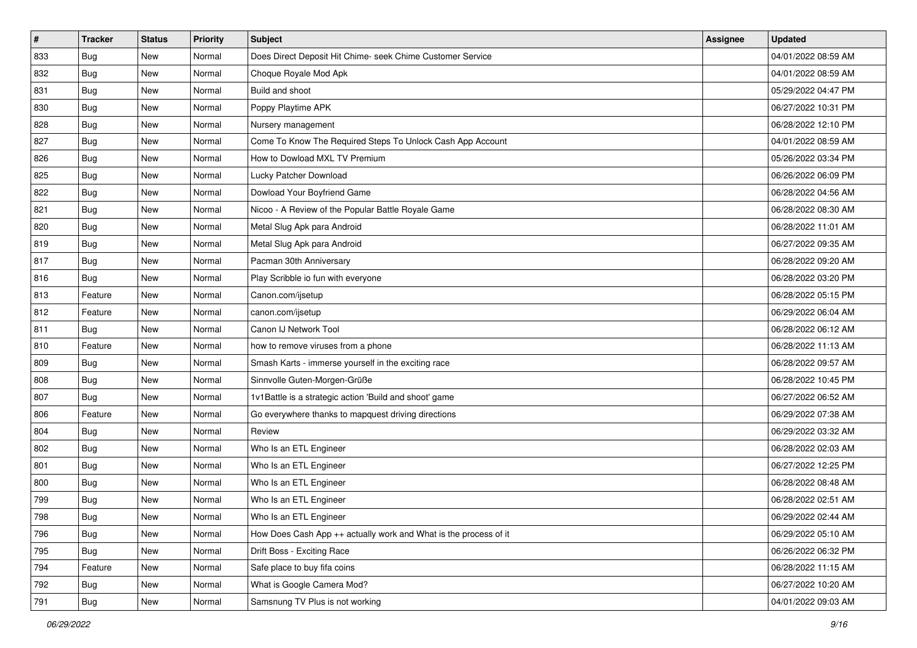| # | Tracker | Status | Priority | Subject | Assignee | Updated |
|---|---|---|---|---|---|---|
| 833 | Bug | New | Normal | Does Direct Deposit Hit Chime- seek Chime Customer Service | | 04/01/2022 08:59 AM |
| 832 | Bug | New | Normal | Choque Royale Mod Apk | | 04/01/2022 08:59 AM |
| 831 | Bug | New | Normal | Build and shoot | | 05/29/2022 04:47 PM |
| 830 | Bug | New | Normal | Poppy Playtime APK | | 06/27/2022 10:31 PM |
| 828 | Bug | New | Normal | Nursery management | | 06/28/2022 12:10 PM |
| 827 | Bug | New | Normal | Come To Know The Required Steps To Unlock Cash App Account | | 04/01/2022 08:59 AM |
| 826 | Bug | New | Normal | How to Dowload MXL TV Premium | | 05/26/2022 03:34 PM |
| 825 | Bug | New | Normal | Lucky Patcher Download | | 06/26/2022 06:09 PM |
| 822 | Bug | New | Normal | Dowload Your Boyfriend Game | | 06/28/2022 04:56 AM |
| 821 | Bug | New | Normal | Nicoo - A Review of the Popular Battle Royale Game | | 06/28/2022 08:30 AM |
| 820 | Bug | New | Normal | Metal Slug Apk para Android | | 06/28/2022 11:01 AM |
| 819 | Bug | New | Normal | Metal Slug Apk para Android | | 06/27/2022 09:35 AM |
| 817 | Bug | New | Normal | Pacman 30th Anniversary | | 06/28/2022 09:20 AM |
| 816 | Bug | New | Normal | Play Scribble io fun with everyone | | 06/28/2022 03:20 PM |
| 813 | Feature | New | Normal | Canon.com/ijsetup | | 06/28/2022 05:15 PM |
| 812 | Feature | New | Normal | canon.com/ijsetup | | 06/29/2022 06:04 AM |
| 811 | Bug | New | Normal | Canon IJ Network Tool | | 06/28/2022 06:12 AM |
| 810 | Feature | New | Normal | how to remove viruses from a phone | | 06/28/2022 11:13 AM |
| 809 | Bug | New | Normal | Smash Karts - immerse yourself in the exciting race | | 06/28/2022 09:57 AM |
| 808 | Bug | New | Normal | Sinnvolle Guten-Morgen-Grüße | | 06/28/2022 10:45 PM |
| 807 | Bug | New | Normal | 1v1Battle is a strategic action 'Build and shoot' game | | 06/27/2022 06:52 AM |
| 806 | Feature | New | Normal | Go everywhere thanks to mapquest driving directions | | 06/29/2022 07:38 AM |
| 804 | Bug | New | Normal | Review | | 06/29/2022 03:32 AM |
| 802 | Bug | New | Normal | Who Is an ETL Engineer | | 06/28/2022 02:03 AM |
| 801 | Bug | New | Normal | Who Is an ETL Engineer | | 06/27/2022 12:25 PM |
| 800 | Bug | New | Normal | Who Is an ETL Engineer | | 06/28/2022 08:48 AM |
| 799 | Bug | New | Normal | Who Is an ETL Engineer | | 06/28/2022 02:51 AM |
| 798 | Bug | New | Normal | Who Is an ETL Engineer | | 06/29/2022 02:44 AM |
| 796 | Bug | New | Normal | How Does Cash App ++ actually work and What is the process of it | | 06/29/2022 05:10 AM |
| 795 | Bug | New | Normal | Drift Boss - Exciting Race | | 06/26/2022 06:32 PM |
| 794 | Feature | New | Normal | Safe place to buy fifa coins | | 06/28/2022 11:15 AM |
| 792 | Bug | New | Normal | What is Google Camera Mod? | | 06/27/2022 10:20 AM |
| 791 | Bug | New | Normal | Samsnung TV Plus is not working | | 04/01/2022 09:03 AM |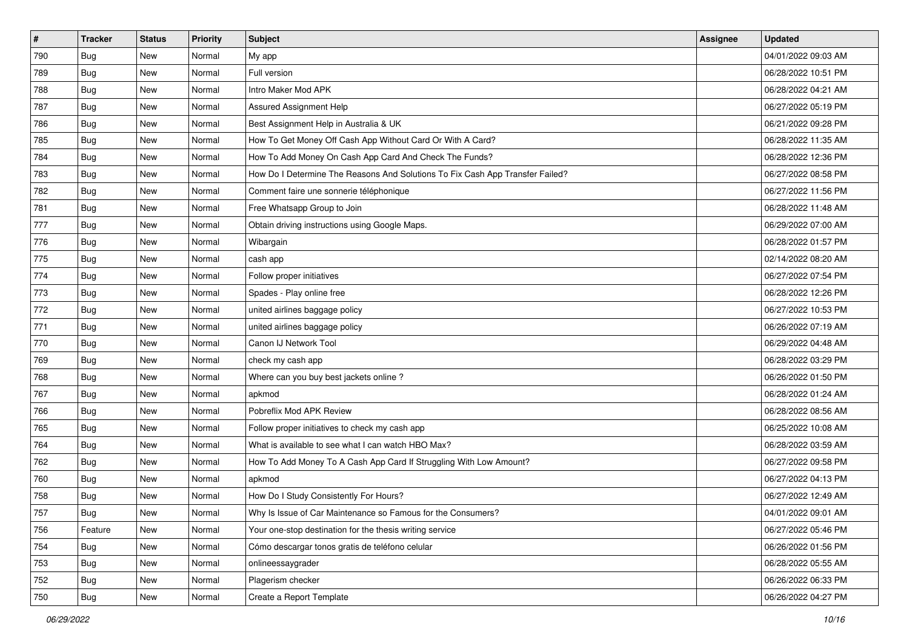| # | Tracker | Status | Priority | Subject | Assignee | Updated |
|---|---|---|---|---|---|---|
| 790 | Bug | New | Normal | My app | | 04/01/2022 09:03 AM |
| 789 | Bug | New | Normal | Full version | | 06/28/2022 10:51 PM |
| 788 | Bug | New | Normal | Intro Maker Mod APK | | 06/28/2022 04:21 AM |
| 787 | Bug | New | Normal | Assured Assignment Help | | 06/27/2022 05:19 PM |
| 786 | Bug | New | Normal | Best Assignment Help in Australia & UK | | 06/21/2022 09:28 PM |
| 785 | Bug | New | Normal | How To Get Money Off Cash App Without Card Or With A Card? | | 06/28/2022 11:35 AM |
| 784 | Bug | New | Normal | How To Add Money On Cash App Card And Check The Funds? | | 06/28/2022 12:36 PM |
| 783 | Bug | New | Normal | How Do I Determine The Reasons And Solutions To Fix Cash App Transfer Failed? | | 06/27/2022 08:58 PM |
| 782 | Bug | New | Normal | Comment faire une sonnerie téléphonique | | 06/27/2022 11:56 PM |
| 781 | Bug | New | Normal | Free Whatsapp Group to Join | | 06/28/2022 11:48 AM |
| 777 | Bug | New | Normal | Obtain driving instructions using Google Maps. | | 06/29/2022 07:00 AM |
| 776 | Bug | New | Normal | Wibargain | | 06/28/2022 01:57 PM |
| 775 | Bug | New | Normal | cash app | | 02/14/2022 08:20 AM |
| 774 | Bug | New | Normal | Follow proper initiatives | | 06/27/2022 07:54 PM |
| 773 | Bug | New | Normal | Spades - Play online free | | 06/28/2022 12:26 PM |
| 772 | Bug | New | Normal | united airlines baggage policy | | 06/27/2022 10:53 PM |
| 771 | Bug | New | Normal | united airlines baggage policy | | 06/26/2022 07:19 AM |
| 770 | Bug | New | Normal | Canon IJ Network Tool | | 06/29/2022 04:48 AM |
| 769 | Bug | New | Normal | check my cash app | | 06/28/2022 03:29 PM |
| 768 | Bug | New | Normal | Where can you buy best jackets online ? | | 06/26/2022 01:50 PM |
| 767 | Bug | New | Normal | apkmod | | 06/28/2022 01:24 AM |
| 766 | Bug | New | Normal | Pobreflix Mod APK Review | | 06/28/2022 08:56 AM |
| 765 | Bug | New | Normal | Follow proper initiatives to check my cash app | | 06/25/2022 10:08 AM |
| 764 | Bug | New | Normal | What is available to see what I can watch HBO Max? | | 06/28/2022 03:59 AM |
| 762 | Bug | New | Normal | How To Add Money To A Cash App Card If Struggling With Low Amount? | | 06/27/2022 09:58 PM |
| 760 | Bug | New | Normal | apkmod | | 06/27/2022 04:13 PM |
| 758 | Bug | New | Normal | How Do I Study Consistently For Hours? | | 06/27/2022 12:49 AM |
| 757 | Bug | New | Normal | Why Is Issue of Car Maintenance so Famous for the Consumers? | | 04/01/2022 09:01 AM |
| 756 | Feature | New | Normal | Your one-stop destination for the thesis writing service | | 06/27/2022 05:46 PM |
| 754 | Bug | New | Normal | Cómo descargar tonos gratis de teléfono celular | | 06/26/2022 01:56 PM |
| 753 | Bug | New | Normal | onlineessaygrader | | 06/28/2022 05:55 AM |
| 752 | Bug | New | Normal | Plagerism checker | | 06/26/2022 06:33 PM |
| 750 | Bug | New | Normal | Create a Report Template | | 06/26/2022 04:27 PM |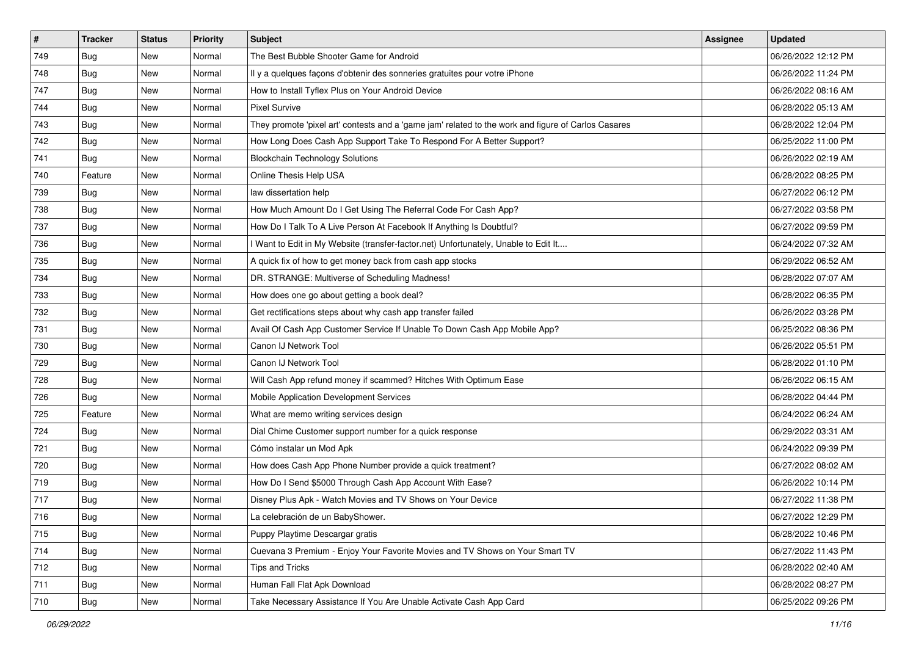| # | Tracker | Status | Priority | Subject | Assignee | Updated |
|---|---|---|---|---|---|---|
| 749 | Bug | New | Normal | The Best Bubble Shooter Game for Android | | 06/26/2022 12:12 PM |
| 748 | Bug | New | Normal | Il y a quelques façons d'obtenir des sonneries gratuites pour votre iPhone | | 06/26/2022 11:24 PM |
| 747 | Bug | New | Normal | How to Install Tyflex Plus on Your Android Device | | 06/26/2022 08:16 AM |
| 744 | Bug | New | Normal | Pixel Survive | | 06/28/2022 05:13 AM |
| 743 | Bug | New | Normal | They promote 'pixel art' contests and a 'game jam' related to the work and figure of Carlos Casares | | 06/28/2022 12:04 PM |
| 742 | Bug | New | Normal | How Long Does Cash App Support Take To Respond For A Better Support? | | 06/25/2022 11:00 PM |
| 741 | Bug | New | Normal | Blockchain Technology Solutions | | 06/26/2022 02:19 AM |
| 740 | Feature | New | Normal | Online Thesis Help USA | | 06/28/2022 08:25 PM |
| 739 | Bug | New | Normal | law dissertation help | | 06/27/2022 06:12 PM |
| 738 | Bug | New | Normal | How Much Amount Do I Get Using The Referral Code For Cash App? | | 06/27/2022 03:58 PM |
| 737 | Bug | New | Normal | How Do I Talk To A Live Person At Facebook If Anything Is Doubtful? | | 06/27/2022 09:59 PM |
| 736 | Bug | New | Normal | I Want to Edit in My Website (transfer-factor.net) Unfortunately, Unable to Edit It.... | | 06/24/2022 07:32 AM |
| 735 | Bug | New | Normal | A quick fix of how to get money back from cash app stocks | | 06/29/2022 06:52 AM |
| 734 | Bug | New | Normal | DR. STRANGE: Multiverse of Scheduling Madness! | | 06/28/2022 07:07 AM |
| 733 | Bug | New | Normal | How does one go about getting a book deal? | | 06/28/2022 06:35 PM |
| 732 | Bug | New | Normal | Get rectifications steps about why cash app transfer failed | | 06/26/2022 03:28 PM |
| 731 | Bug | New | Normal | Avail Of Cash App Customer Service If Unable To Down Cash App Mobile App? | | 06/25/2022 08:36 PM |
| 730 | Bug | New | Normal | Canon IJ Network Tool | | 06/26/2022 05:51 PM |
| 729 | Bug | New | Normal | Canon IJ Network Tool | | 06/28/2022 01:10 PM |
| 728 | Bug | New | Normal | Will Cash App refund money if scammed? Hitches With Optimum Ease | | 06/26/2022 06:15 AM |
| 726 | Bug | New | Normal | Mobile Application Development Services | | 06/28/2022 04:44 PM |
| 725 | Feature | New | Normal | What are memo writing services design | | 06/24/2022 06:24 AM |
| 724 | Bug | New | Normal | Dial Chime Customer support number for a quick response | | 06/29/2022 03:31 AM |
| 721 | Bug | New | Normal | Cómo instalar un Mod Apk | | 06/24/2022 09:39 PM |
| 720 | Bug | New | Normal | How does Cash App Phone Number provide a quick treatment? | | 06/27/2022 08:02 AM |
| 719 | Bug | New | Normal | How Do I Send $5000 Through Cash App Account With Ease? | | 06/26/2022 10:14 PM |
| 717 | Bug | New | Normal | Disney Plus Apk - Watch Movies and TV Shows on Your Device | | 06/27/2022 11:38 PM |
| 716 | Bug | New | Normal | La celebración de un BabyShower. | | 06/27/2022 12:29 PM |
| 715 | Bug | New | Normal | Puppy Playtime Descargar gratis | | 06/28/2022 10:46 PM |
| 714 | Bug | New | Normal | Cuevana 3 Premium - Enjoy Your Favorite Movies and TV Shows on Your Smart TV | | 06/27/2022 11:43 PM |
| 712 | Bug | New | Normal | Tips and Tricks | | 06/28/2022 02:40 AM |
| 711 | Bug | New | Normal | Human Fall Flat Apk Download | | 06/28/2022 08:27 PM |
| 710 | Bug | New | Normal | Take Necessary Assistance If You Are Unable Activate Cash App Card | | 06/25/2022 09:26 PM |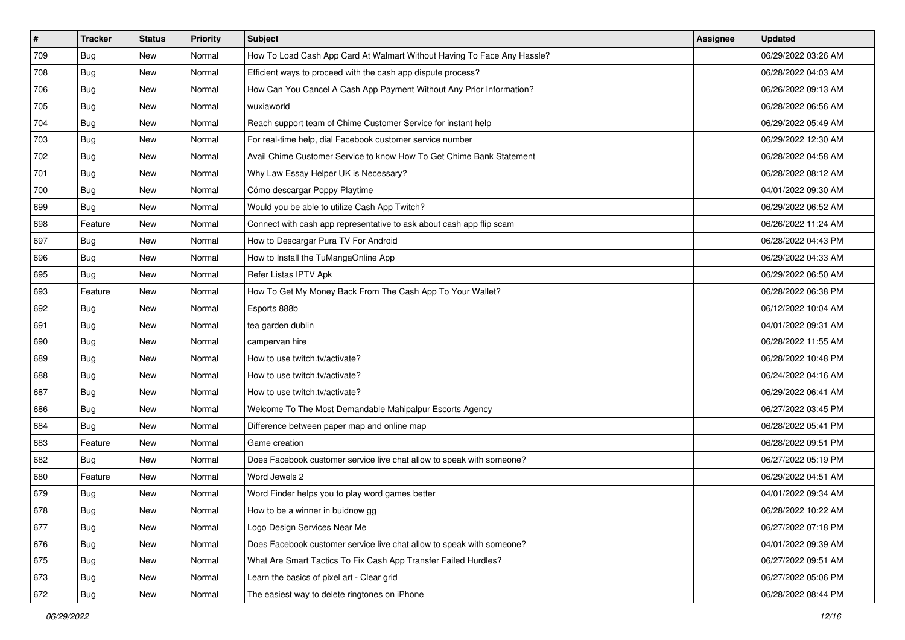| # | Tracker | Status | Priority | Subject | Assignee | Updated |
|---|---|---|---|---|---|---|
| 709 | Bug | New | Normal | How To Load Cash App Card At Walmart Without Having To Face Any Hassle? | | 06/29/2022 03:26 AM |
| 708 | Bug | New | Normal | Efficient ways to proceed with the cash app dispute process? | | 06/28/2022 04:03 AM |
| 706 | Bug | New | Normal | How Can You Cancel A Cash App Payment Without Any Prior Information? | | 06/26/2022 09:13 AM |
| 705 | Bug | New | Normal | wuxiaworld | | 06/28/2022 06:56 AM |
| 704 | Bug | New | Normal | Reach support team of Chime Customer Service for instant help | | 06/29/2022 05:49 AM |
| 703 | Bug | New | Normal | For real-time help, dial Facebook customer service number | | 06/29/2022 12:30 AM |
| 702 | Bug | New | Normal | Avail Chime Customer Service to know How To Get Chime Bank Statement | | 06/28/2022 04:58 AM |
| 701 | Bug | New | Normal | Why Law Essay Helper UK is Necessary? | | 06/28/2022 08:12 AM |
| 700 | Bug | New | Normal | Cómo descargar Poppy Playtime | | 04/01/2022 09:30 AM |
| 699 | Bug | New | Normal | Would you be able to utilize Cash App Twitch? | | 06/29/2022 06:52 AM |
| 698 | Feature | New | Normal | Connect with cash app representative to ask about cash app flip scam | | 06/26/2022 11:24 AM |
| 697 | Bug | New | Normal | How to Descargar Pura TV For Android | | 06/28/2022 04:43 PM |
| 696 | Bug | New | Normal | How to Install the TuMangaOnline App | | 06/29/2022 04:33 AM |
| 695 | Bug | New | Normal | Refer Listas IPTV Apk | | 06/29/2022 06:50 AM |
| 693 | Feature | New | Normal | How To Get My Money Back From The Cash App To Your Wallet? | | 06/28/2022 06:38 PM |
| 692 | Bug | New | Normal | Esports 888b | | 06/12/2022 10:04 AM |
| 691 | Bug | New | Normal | tea garden dublin | | 04/01/2022 09:31 AM |
| 690 | Bug | New | Normal | campervan hire | | 06/28/2022 11:55 AM |
| 689 | Bug | New | Normal | How to use twitch.tv/activate? | | 06/28/2022 10:48 PM |
| 688 | Bug | New | Normal | How to use twitch.tv/activate? | | 06/24/2022 04:16 AM |
| 687 | Bug | New | Normal | How to use twitch.tv/activate? | | 06/29/2022 06:41 AM |
| 686 | Bug | New | Normal | Welcome To The Most Demandable Mahipalpur Escorts Agency | | 06/27/2022 03:45 PM |
| 684 | Bug | New | Normal | Difference between paper map and online map | | 06/28/2022 05:41 PM |
| 683 | Feature | New | Normal | Game creation | | 06/28/2022 09:51 PM |
| 682 | Bug | New | Normal | Does Facebook customer service live chat allow to speak with someone? | | 06/27/2022 05:19 PM |
| 680 | Feature | New | Normal | Word Jewels 2 | | 06/29/2022 04:51 AM |
| 679 | Bug | New | Normal | Word Finder helps you to play word games better | | 04/01/2022 09:34 AM |
| 678 | Bug | New | Normal | How to be a winner in buidnow gg | | 06/28/2022 10:22 AM |
| 677 | Bug | New | Normal | Logo Design Services Near Me | | 06/27/2022 07:18 PM |
| 676 | Bug | New | Normal | Does Facebook customer service live chat allow to speak with someone? | | 04/01/2022 09:39 AM |
| 675 | Bug | New | Normal | What Are Smart Tactics To Fix Cash App Transfer Failed Hurdles? | | 06/27/2022 09:51 AM |
| 673 | Bug | New | Normal | Learn the basics of pixel art - Clear grid | | 06/27/2022 05:06 PM |
| 672 | Bug | New | Normal | The easiest way to delete ringtones on iPhone | | 06/28/2022 08:44 PM |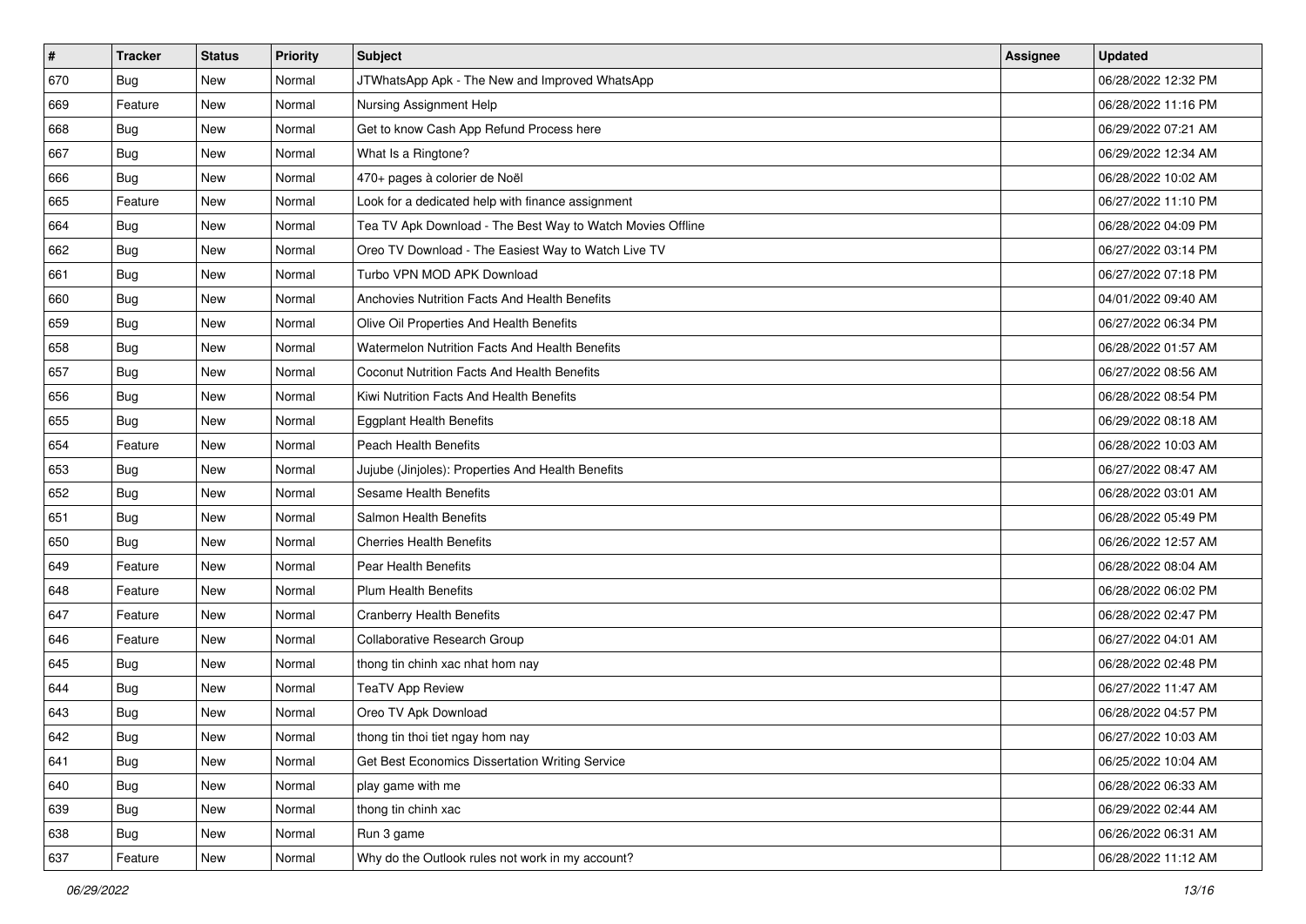| # | Tracker | Status | Priority | Subject | Assignee | Updated |
|---|---|---|---|---|---|---|
| 670 | Bug | New | Normal | JTWhatsApp Apk - The New and Improved WhatsApp | | 06/28/2022 12:32 PM |
| 669 | Feature | New | Normal | Nursing Assignment Help | | 06/28/2022 11:16 PM |
| 668 | Bug | New | Normal | Get to know Cash App Refund Process here | | 06/29/2022 07:21 AM |
| 667 | Bug | New | Normal | What Is a Ringtone? | | 06/29/2022 12:34 AM |
| 666 | Bug | New | Normal | 470+ pages à colorier de Noël | | 06/28/2022 10:02 AM |
| 665 | Feature | New | Normal | Look for a dedicated help with finance assignment | | 06/27/2022 11:10 PM |
| 664 | Bug | New | Normal | Tea TV Apk Download - The Best Way to Watch Movies Offline | | 06/28/2022 04:09 PM |
| 662 | Bug | New | Normal | Oreo TV Download - The Easiest Way to Watch Live TV | | 06/27/2022 03:14 PM |
| 661 | Bug | New | Normal | Turbo VPN MOD APK Download | | 06/27/2022 07:18 PM |
| 660 | Bug | New | Normal | Anchovies Nutrition Facts And Health Benefits | | 04/01/2022 09:40 AM |
| 659 | Bug | New | Normal | Olive Oil Properties And Health Benefits | | 06/27/2022 06:34 PM |
| 658 | Bug | New | Normal | Watermelon Nutrition Facts And Health Benefits | | 06/28/2022 01:57 AM |
| 657 | Bug | New | Normal | Coconut Nutrition Facts And Health Benefits | | 06/27/2022 08:56 AM |
| 656 | Bug | New | Normal | Kiwi Nutrition Facts And Health Benefits | | 06/28/2022 08:54 PM |
| 655 | Bug | New | Normal | Eggplant Health Benefits | | 06/29/2022 08:18 AM |
| 654 | Feature | New | Normal | Peach Health Benefits | | 06/28/2022 10:03 AM |
| 653 | Bug | New | Normal | Jujube (Jinjoles): Properties And Health Benefits | | 06/27/2022 08:47 AM |
| 652 | Bug | New | Normal | Sesame Health Benefits | | 06/28/2022 03:01 AM |
| 651 | Bug | New | Normal | Salmon Health Benefits | | 06/28/2022 05:49 PM |
| 650 | Bug | New | Normal | Cherries Health Benefits | | 06/26/2022 12:57 AM |
| 649 | Feature | New | Normal | Pear Health Benefits | | 06/28/2022 08:04 AM |
| 648 | Feature | New | Normal | Plum Health Benefits | | 06/28/2022 06:02 PM |
| 647 | Feature | New | Normal | Cranberry Health Benefits | | 06/28/2022 02:47 PM |
| 646 | Feature | New | Normal | Collaborative Research Group | | 06/27/2022 04:01 AM |
| 645 | Bug | New | Normal | thong tin chinh xac nhat hom nay | | 06/28/2022 02:48 PM |
| 644 | Bug | New | Normal | TeaTV App Review | | 06/27/2022 11:47 AM |
| 643 | Bug | New | Normal | Oreo TV Apk Download | | 06/28/2022 04:57 PM |
| 642 | Bug | New | Normal | thong tin thoi tiet ngay hom nay | | 06/27/2022 10:03 AM |
| 641 | Bug | New | Normal | Get Best Economics Dissertation Writing Service | | 06/25/2022 10:04 AM |
| 640 | Bug | New | Normal | play game with me | | 06/28/2022 06:33 AM |
| 639 | Bug | New | Normal | thong tin chinh xac | | 06/29/2022 02:44 AM |
| 638 | Bug | New | Normal | Run 3 game | | 06/26/2022 06:31 AM |
| 637 | Feature | New | Normal | Why do the Outlook rules not work in my account? | | 06/28/2022 11:12 AM |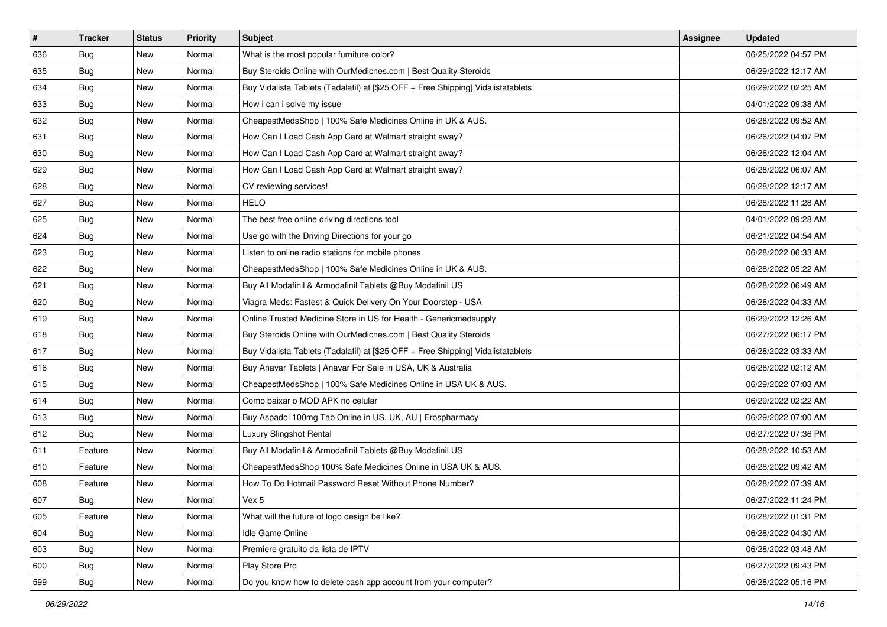| # | Tracker | Status | Priority | Subject | Assignee | Updated |
| --- | --- | --- | --- | --- | --- | --- |
| 636 | Bug | New | Normal | What is the most popular furniture color? |  | 06/25/2022 04:57 PM |
| 635 | Bug | New | Normal | Buy Steroids Online with OurMedicnes.com \| Best Quality Steroids |  | 06/29/2022 12:17 AM |
| 634 | Bug | New | Normal | Buy Vidalista Tablets (Tadalafil) at [$25 OFF + Free Shipping] Vidalistatablets |  | 06/29/2022 02:25 AM |
| 633 | Bug | New | Normal | How i can i solve my issue |  | 04/01/2022 09:38 AM |
| 632 | Bug | New | Normal | CheapestMedsShop \| 100% Safe Medicines Online in UK & AUS. |  | 06/28/2022 09:52 AM |
| 631 | Bug | New | Normal | How Can I Load Cash App Card at Walmart straight away? |  | 06/26/2022 04:07 PM |
| 630 | Bug | New | Normal | How Can I Load Cash App Card at Walmart straight away? |  | 06/26/2022 12:04 AM |
| 629 | Bug | New | Normal | How Can I Load Cash App Card at Walmart straight away? |  | 06/28/2022 06:07 AM |
| 628 | Bug | New | Normal | CV reviewing services! |  | 06/28/2022 12:17 AM |
| 627 | Bug | New | Normal | HELO |  | 06/28/2022 11:28 AM |
| 625 | Bug | New | Normal | The best free online driving directions tool |  | 04/01/2022 09:28 AM |
| 624 | Bug | New | Normal | Use go with the Driving Directions for your go |  | 06/21/2022 04:54 AM |
| 623 | Bug | New | Normal | Listen to online radio stations for mobile phones |  | 06/28/2022 06:33 AM |
| 622 | Bug | New | Normal | CheapestMedsShop \| 100% Safe Medicines Online in UK & AUS. |  | 06/28/2022 05:22 AM |
| 621 | Bug | New | Normal | Buy All Modafinil & Armodafinil Tablets @Buy Modafinil US |  | 06/28/2022 06:49 AM |
| 620 | Bug | New | Normal | Viagra Meds: Fastest & Quick Delivery On Your Doorstep - USA |  | 06/28/2022 04:33 AM |
| 619 | Bug | New | Normal | Online Trusted Medicine Store in US for Health - Genericmedsupply |  | 06/29/2022 12:26 AM |
| 618 | Bug | New | Normal | Buy Steroids Online with OurMedicnes.com \| Best Quality Steroids |  | 06/27/2022 06:17 PM |
| 617 | Bug | New | Normal | Buy Vidalista Tablets (Tadalafil) at [$25 OFF + Free Shipping] Vidalistatablets |  | 06/28/2022 03:33 AM |
| 616 | Bug | New | Normal | Buy Anavar Tablets \| Anavar For Sale in USA, UK & Australia |  | 06/28/2022 02:12 AM |
| 615 | Bug | New | Normal | CheapestMedsShop \| 100% Safe Medicines Online in USA UK & AUS. |  | 06/29/2022 07:03 AM |
| 614 | Bug | New | Normal | Como baixar o MOD APK no celular |  | 06/29/2022 02:22 AM |
| 613 | Bug | New | Normal | Buy Aspadol 100mg Tab Online in US, UK, AU \| Erospharmacy |  | 06/29/2022 07:00 AM |
| 612 | Bug | New | Normal | Luxury Slingshot Rental |  | 06/27/2022 07:36 PM |
| 611 | Feature | New | Normal | Buy All Modafinil & Armodafinil Tablets @Buy Modafinil US |  | 06/28/2022 10:53 AM |
| 610 | Feature | New | Normal | CheapestMedsShop 100% Safe Medicines Online in USA UK & AUS. |  | 06/28/2022 09:42 AM |
| 608 | Feature | New | Normal | How To Do Hotmail Password Reset Without Phone Number? |  | 06/28/2022 07:39 AM |
| 607 | Bug | New | Normal | Vex 5 |  | 06/27/2022 11:24 PM |
| 605 | Feature | New | Normal | What will the future of logo design be like? |  | 06/28/2022 01:31 PM |
| 604 | Bug | New | Normal | Idle Game Online |  | 06/28/2022 04:30 AM |
| 603 | Bug | New | Normal | Premiere gratuito da lista de IPTV |  | 06/28/2022 03:48 AM |
| 600 | Bug | New | Normal | Play Store Pro |  | 06/27/2022 09:43 PM |
| 599 | Bug | New | Normal | Do you know how to delete cash app account from your computer? |  | 06/28/2022 05:16 PM |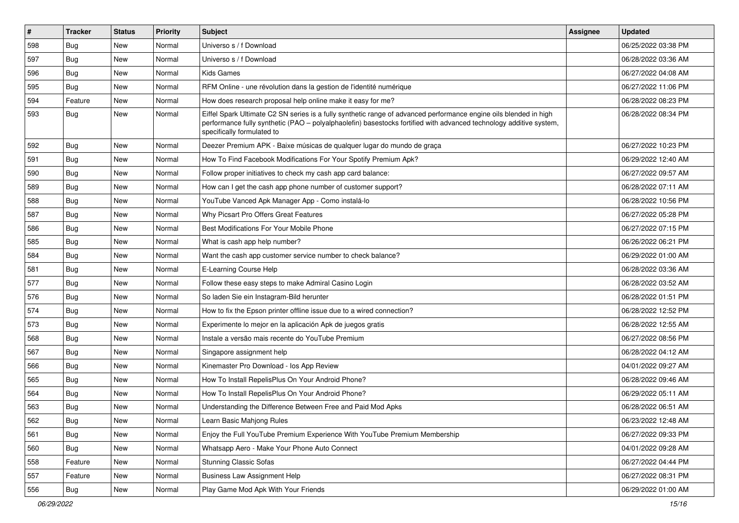| # | Tracker | Status | Priority | Subject | Assignee | Updated |
| --- | --- | --- | --- | --- | --- | --- |
| 598 | Bug | New | Normal | Universo s / f Download | | 06/25/2022 03:38 PM |
| 597 | Bug | New | Normal | Universo s / f Download | | 06/28/2022 03:36 AM |
| 596 | Bug | New | Normal | Kids Games | | 06/27/2022 04:08 AM |
| 595 | Bug | New | Normal | RFM Online - une révolution dans la gestion de l'identité numérique | | 06/27/2022 11:06 PM |
| 594 | Feature | New | Normal | How does research proposal help online make it easy for me? | | 06/28/2022 08:23 PM |
| 593 | Bug | New | Normal | Eiffel Spark Ultimate C2 SN series is a fully synthetic range of advanced performance engine oils blended in high performance fully synthetic (PAO – polyalphaolefin) basestocks fortified with advanced technology additive system, specifically formulated to | | 06/28/2022 08:34 PM |
| 592 | Bug | New | Normal | Deezer Premium APK - Baixe músicas de qualquer lugar do mundo de graça | | 06/27/2022 10:23 PM |
| 591 | Bug | New | Normal | How To Find Facebook Modifications For Your Spotify Premium Apk? | | 06/29/2022 12:40 AM |
| 590 | Bug | New | Normal | Follow proper initiatives to check my cash app card balance: | | 06/27/2022 09:57 AM |
| 589 | Bug | New | Normal | How can I get the cash app phone number of customer support? | | 06/28/2022 07:11 AM |
| 588 | Bug | New | Normal | YouTube Vanced Apk Manager App - Como instalá-lo | | 06/28/2022 10:56 PM |
| 587 | Bug | New | Normal | Why Picsart Pro Offers Great Features | | 06/27/2022 05:28 PM |
| 586 | Bug | New | Normal | Best Modifications For Your Mobile Phone | | 06/27/2022 07:15 PM |
| 585 | Bug | New | Normal | What is cash app help number? | | 06/26/2022 06:21 PM |
| 584 | Bug | New | Normal | Want the cash app customer service number to check balance? | | 06/29/2022 01:00 AM |
| 581 | Bug | New | Normal | E-Learning Course Help | | 06/28/2022 03:36 AM |
| 577 | Bug | New | Normal | Follow these easy steps to make Admiral Casino Login | | 06/28/2022 03:52 AM |
| 576 | Bug | New | Normal | So laden Sie ein Instagram-Bild herunter | | 06/28/2022 01:51 PM |
| 574 | Bug | New | Normal | How to fix the Epson printer offline issue due to a wired connection? | | 06/28/2022 12:52 PM |
| 573 | Bug | New | Normal | Experimente lo mejor en la aplicación Apk de juegos gratis | | 06/28/2022 12:55 AM |
| 568 | Bug | New | Normal | Instale a versão mais recente do YouTube Premium | | 06/27/2022 08:56 PM |
| 567 | Bug | New | Normal | Singapore assignment help | | 06/28/2022 04:12 AM |
| 566 | Bug | New | Normal | Kinemaster Pro Download - Ios App Review | | 04/01/2022 09:27 AM |
| 565 | Bug | New | Normal | How To Install RepelisPlus On Your Android Phone? | | 06/28/2022 09:46 AM |
| 564 | Bug | New | Normal | How To Install RepelisPlus On Your Android Phone? | | 06/29/2022 05:11 AM |
| 563 | Bug | New | Normal | Understanding the Difference Between Free and Paid Mod Apks | | 06/28/2022 06:51 AM |
| 562 | Bug | New | Normal | Learn Basic Mahjong Rules | | 06/23/2022 12:48 AM |
| 561 | Bug | New | Normal | Enjoy the Full YouTube Premium Experience With YouTube Premium Membership | | 06/27/2022 09:33 PM |
| 560 | Bug | New | Normal | Whatsapp Aero - Make Your Phone Auto Connect | | 04/01/2022 09:28 AM |
| 558 | Feature | New | Normal | Stunning Classic Sofas | | 06/27/2022 04:44 PM |
| 557 | Feature | New | Normal | Business Law Assignment Help | | 06/27/2022 08:31 PM |
| 556 | Bug | New | Normal | Play Game Mod Apk With Your Friends | | 06/29/2022 01:00 AM |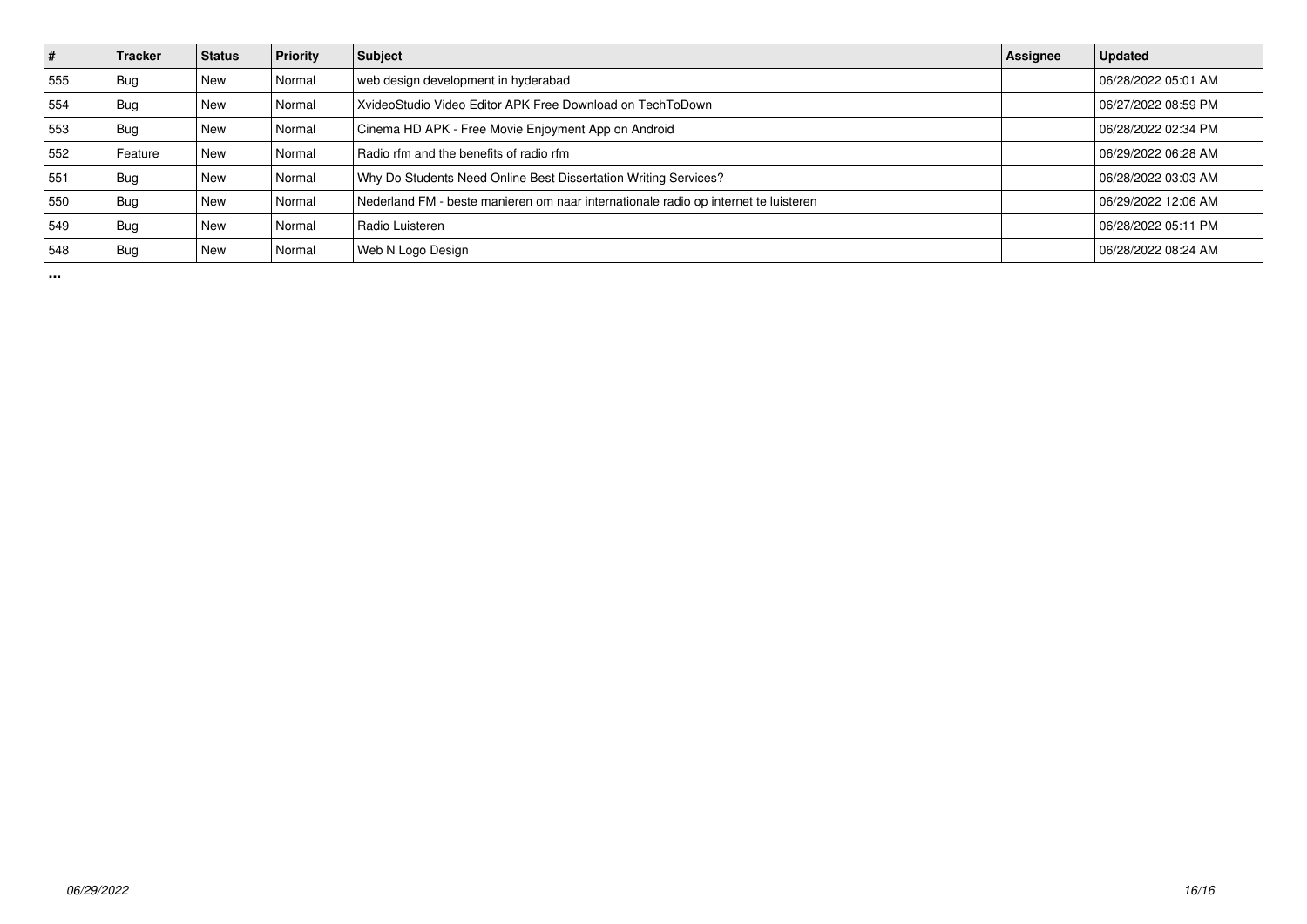| # | Tracker | Status | Priority | Subject | Assignee | Updated |
|---|---|---|---|---|---|---|
| 555 | Bug | New | Normal | web design development in hyderabad | | 06/28/2022 05:01 AM |
| 554 | Bug | New | Normal | XvideoStudio Video Editor APK Free Download on TechToDown | | 06/27/2022 08:59 PM |
| 553 | Bug | New | Normal | Cinema HD APK - Free Movie Enjoyment App on Android | | 06/28/2022 02:34 PM |
| 552 | Feature | New | Normal | Radio rfm and the benefits of radio rfm | | 06/29/2022 06:28 AM |
| 551 | Bug | New | Normal | Why Do Students Need Online Best Dissertation Writing Services? | | 06/28/2022 03:03 AM |
| 550 | Bug | New | Normal | Nederland FM - beste manieren om naar internationale radio op internet te luisteren | | 06/29/2022 12:06 AM |
| 549 | Bug | New | Normal | Radio Luisteren | | 06/28/2022 05:11 PM |
| 548 | Bug | New | Normal | Web N Logo Design | | 06/28/2022 08:24 AM |

...